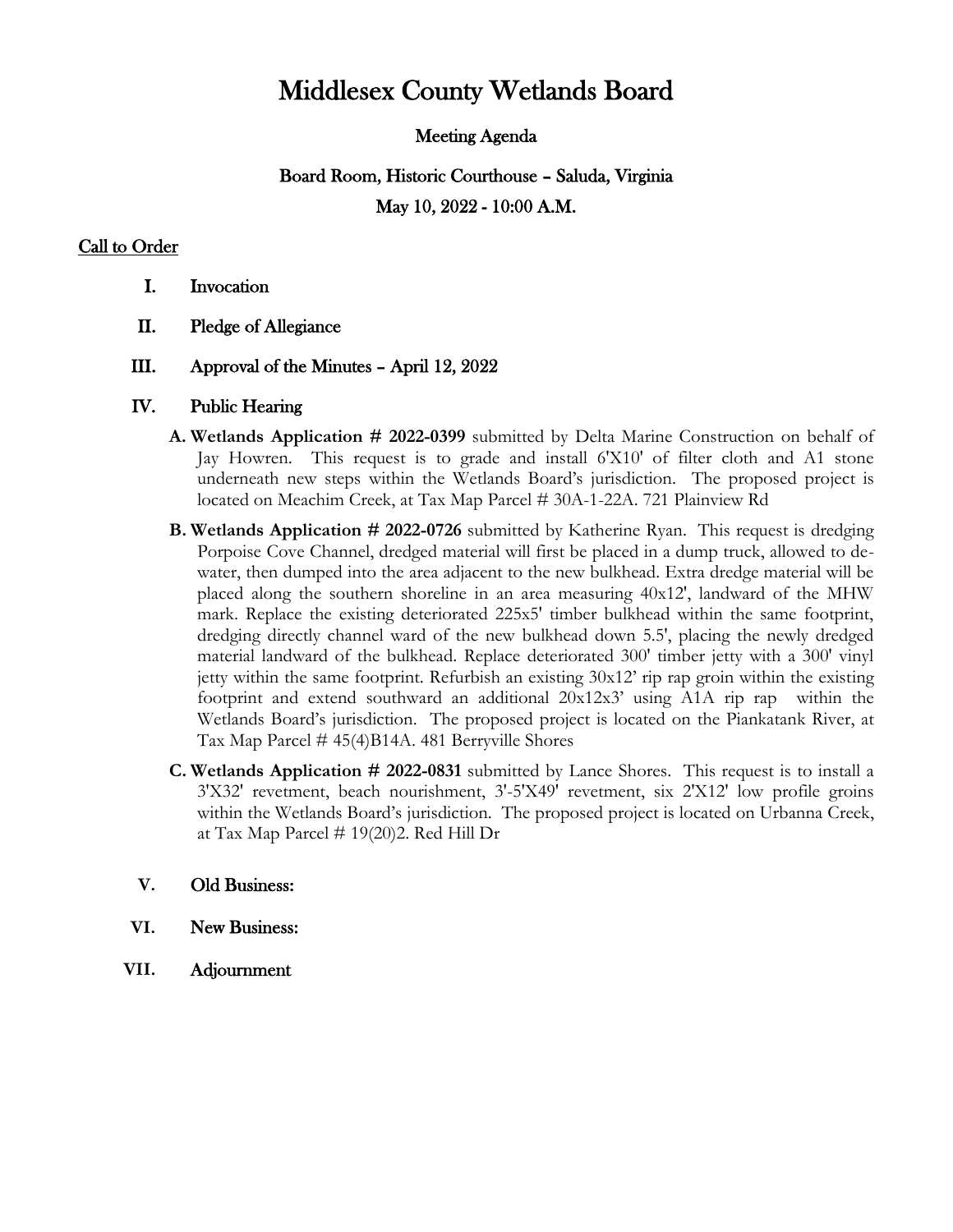# Middlesex County Wetlands Board

## Meeting Agenda

## Board Room, Historic Courthouse – Saluda, Virginia

## May 10, 2022 - 10:00 A.M.

### Call to Order

I. Invocation

II. Pledge of Allegiance

III. Approval of the Minutes – April 12, 2022

IV. Public Hearing

A. **Wetlands Application # 2022-0399** submitted by Delta Marine Construction on behalf of Jay Howren. This request is to grade and install 6'X10' of filter cloth and A1 stone underneath new steps within the Wetlands Board's jurisdiction. The proposed project is located on Meachim Creek, at Tax Map Parcel # 30A-1-22A. 721 Plainview Rd

B. **Wetlands Application # 2022-0726** submitted by Katherine Ryan. This request is dredging Porpoise Cove Channel, dredged material will first be placed in a dump truck, allowed to de-water, then dumped into the area adjacent to the new bulkhead. Extra dredge material will be placed along the southern shoreline in an area measuring 40x12', landward of the MHW mark. Replace the existing deteriorated 225x5' timber bulkhead within the same footprint, dredging directly channel ward of the new bulkhead down 5.5', placing the newly dredged material landward of the bulkhead. Replace deteriorated 300' timber jetty with a 300' vinyl jetty within the same footprint. Refurbish an existing 30x12' rip rap groin within the existing footprint and extend southward an additional 20x12x3' using A1A rip rap within the Wetlands Board's jurisdiction. The proposed project is located on the Piankatank River, at Tax Map Parcel # 45(4)B14A. 481 Berryville Shores

C. **Wetlands Application # 2022-0831** submitted by Lance Shores. This request is to install a 3'X32' revetment, beach nourishment, 3'-5'X49' revetment, six 2'X12' low profile groins within the Wetlands Board's jurisdiction. The proposed project is located on Urbanna Creek, at Tax Map Parcel # 19(20)2. Red Hill Dr

V. Old Business:

VI. New Business:

VII. Adjournment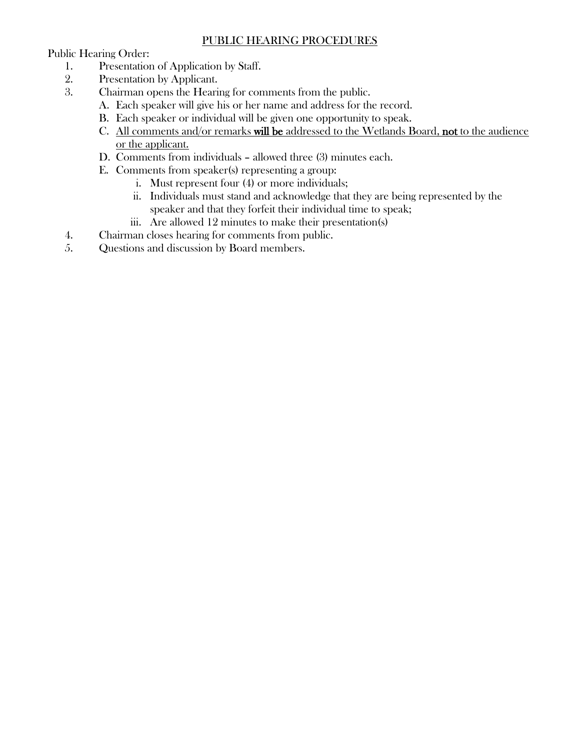## PUBLIC HEARING PROCEDURES

Public Hearing Order:

1. Presentation of Application by Staff.
2. Presentation by Applicant.
3. Chairman opens the Hearing for comments from the public.
   - A. Each speaker will give his or her name and address for the record.
   - B. Each speaker or individual will be given one opportunity to speak.
   - C. All comments and/or remarks **will be** addressed to the Wetlands Board, **not** to the audience or the applicant.
   - D. Comments from individuals – allowed three (3) minutes each.
   - E. Comments from speaker(s) representing a group:
     - i. Must represent four (4) or more individuals;
     - ii. Individuals must stand and acknowledge that they are being represented by the speaker and that they forfeit their individual time to speak;
     - iii. Are allowed 12 minutes to make their presentation(s)
4. Chairman closes hearing for comments from public.
5. Questions and discussion by Board members.